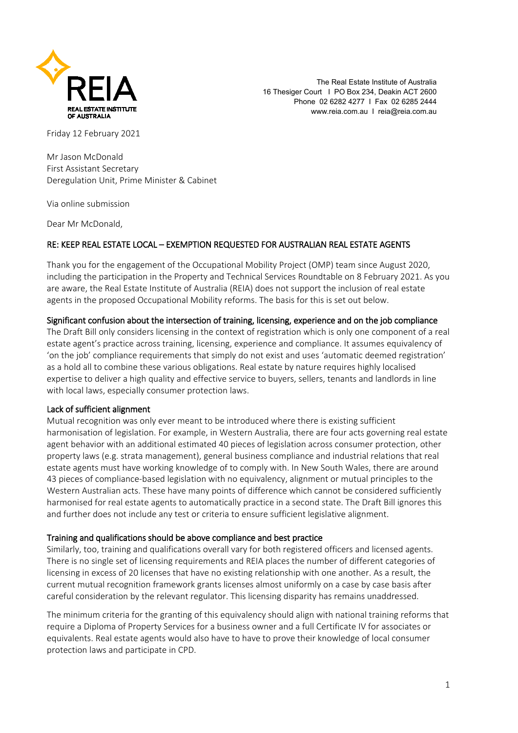The Real Estate Institute of Australia
16 Thesiger Court I PO Box 234, Deakin ACT 2600
Phone 02 6282 4277 I Fax 02 6285 2444
www.reia.com.au I reia@reia.com.au

Friday 12 February 2021

Mr Jason McDonald
First Assistant Secretary
Deregulation Unit, Prime Minister & Cabinet

Via online submission

Dear Mr McDonald,

**RE: KEEP REAL ESTATE LOCAL – EXEMPTION REQUESTED FOR AUSTRALIAN REAL ESTATE AGENTS**

Thank you for the engagement of the Occupational Mobility Project (OMP) team since August 2020, including the participation in the Property and Technical Services Roundtable on 8 February 2021. As you are aware, the Real Estate Institute of Australia (REIA) does not support the inclusion of real estate agents in the proposed Occupational Mobility reforms. The basis for this is set out below.

**Significant confusion about the intersection of training, licensing, experience and on the job compliance**

The Draft Bill only considers licensing in the context of registration which is only one component of a real estate agent's practice across training, licensing, experience and compliance. It assumes equivalency of 'on the job' compliance requirements that simply do not exist and uses 'automatic deemed registration' as a hold all to combine these various obligations. Real estate by nature requires highly localised expertise to deliver a high quality and effective service to buyers, sellers, tenants and landlords in line with local laws, especially consumer protection laws.

**Lack of sufficient alignment**

Mutual recognition was only ever meant to be introduced where there is existing sufficient harmonisation of legislation. For example, in Western Australia, there are four acts governing real estate agent behavior with an additional estimated 40 pieces of legislation across consumer protection, other property laws (e.g. strata management), general business compliance and industrial relations that real estate agents must have working knowledge of to comply with. In New South Wales, there are around 43 pieces of compliance-based legislation with no equivalency, alignment or mutual principles to the Western Australian acts. These have many points of difference which cannot be considered sufficiently harmonised for real estate agents to automatically practice in a second state. The Draft Bill ignores this and further does not include any test or criteria to ensure sufficient legislative alignment.

**Training and qualifications should be above compliance and best practice**

Similarly, too, training and qualifications overall vary for both registered officers and licensed agents. There is no single set of licensing requirements and REIA places the number of different categories of licensing in excess of 20 licenses that have no existing relationship with one another. As a result, the current mutual recognition framework grants licenses almost uniformly on a case by case basis after careful consideration by the relevant regulator. This licensing disparity has remains unaddressed.

The minimum criteria for the granting of this equivalency should align with national training reforms that require a Diploma of Property Services for a business owner and a full Certificate IV for associates or equivalents. Real estate agents would also have to have to prove their knowledge of local consumer protection laws and participate in CPD.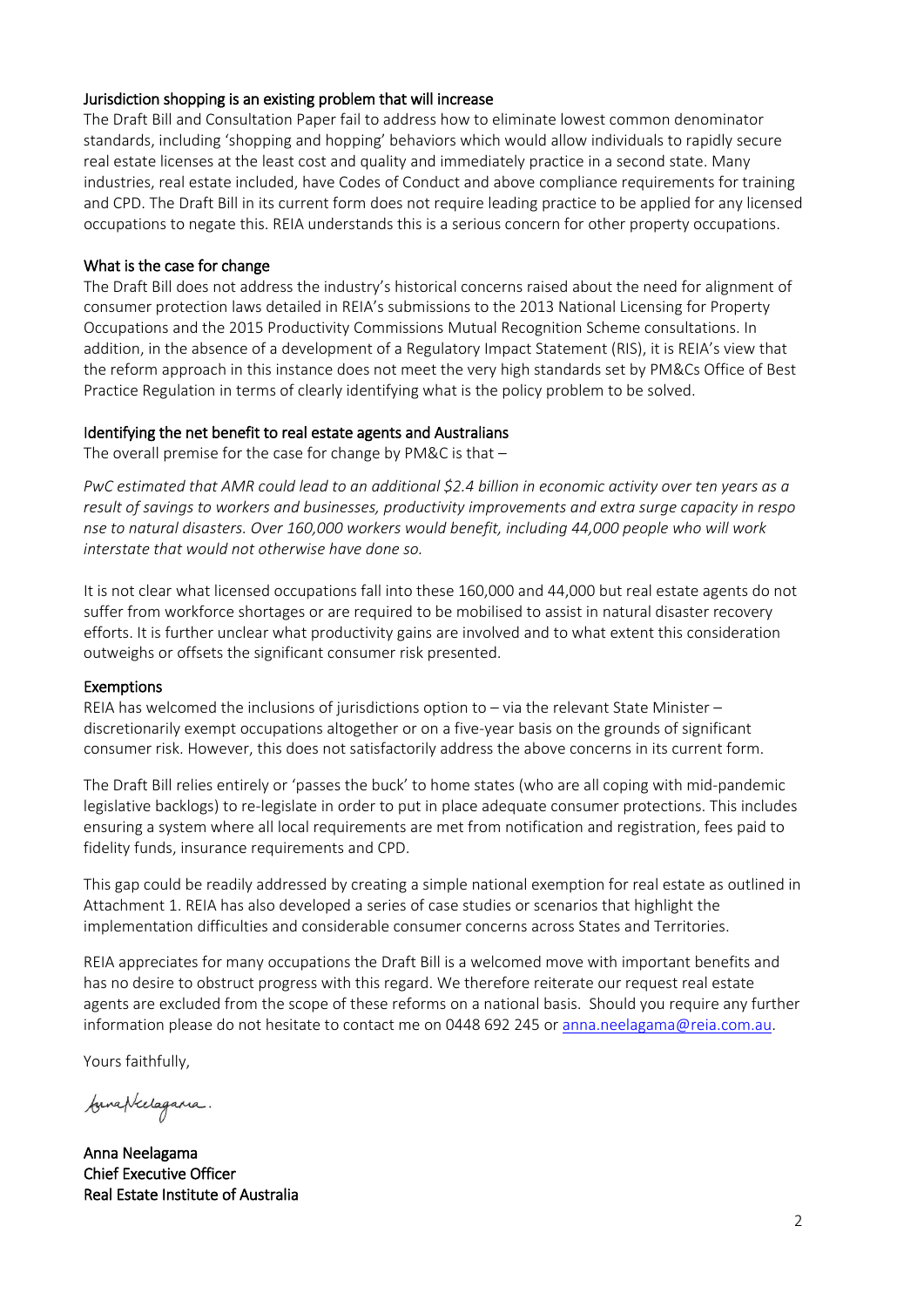### Jurisdiction shopping is an existing problem that will increase

The Draft Bill and Consultation Paper fail to address how to eliminate lowest common denominator standards, including 'shopping and hopping' behaviors which would allow individuals to rapidly secure real estate licenses at the least cost and quality and immediately practice in a second state. Many industries, real estate included, have Codes of Conduct and above compliance requirements for training and CPD. The Draft Bill in its current form does not require leading practice to be applied for any licensed occupations to negate this. REIA understands this is a serious concern for other property occupations.

### What is the case for change

The Draft Bill does not address the industry's historical concerns raised about the need for alignment of consumer protection laws detailed in REIA's submissions to the 2013 National Licensing for Property Occupations and the 2015 Productivity Commissions Mutual Recognition Scheme consultations. In addition, in the absence of a development of a Regulatory Impact Statement (RIS), it is REIA's view that the reform approach in this instance does not meet the very high standards set by PM&Cs Office of Best Practice Regulation in terms of clearly identifying what is the policy problem to be solved.

### Identifying the net benefit to real estate agents and Australians

The overall premise for the case for change by PM&C is that –

*PwC estimated that AMR could lead to an additional $2.4 billion in economic activity over ten years as a result of savings to workers and businesses, productivity improvements and extra surge capacity in response to natural disasters. Over 160,000 workers would benefit, including 44,000 people who will work interstate that would not otherwise have done so.*

It is not clear what licensed occupations fall into these 160,000 and 44,000 but real estate agents do not suffer from workforce shortages or are required to be mobilised to assist in natural disaster recovery efforts. It is further unclear what productivity gains are involved and to what extent this consideration outweighs or offsets the significant consumer risk presented.

### Exemptions

REIA has welcomed the inclusions of jurisdictions option to – via the relevant State Minister – discretionarily exempt occupations altogether or on a five-year basis on the grounds of significant consumer risk. However, this does not satisfactorily address the above concerns in its current form.

The Draft Bill relies entirely or 'passes the buck' to home states (who are all coping with mid-pandemic legislative backlogs) to re-legislate in order to put in place adequate consumer protections. This includes ensuring a system where all local requirements are met from notification and registration, fees paid to fidelity funds, insurance requirements and CPD.

This gap could be readily addressed by creating a simple national exemption for real estate as outlined in Attachment 1. REIA has also developed a series of case studies or scenarios that highlight the implementation difficulties and considerable consumer concerns across States and Territories.

REIA appreciates for many occupations the Draft Bill is a welcomed move with important benefits and has no desire to obstruct progress with this regard. We therefore reiterate our request real estate agents are excluded from the scope of these reforms on a national basis. Should you require any further information please do not hesitate to contact me on 0448 692 245 or anna.neelagama@reia.com.au.

Yours faithfully,

Anna Neelagama

Anna Neelagama
Chief Executive Officer
Real Estate Institute of Australia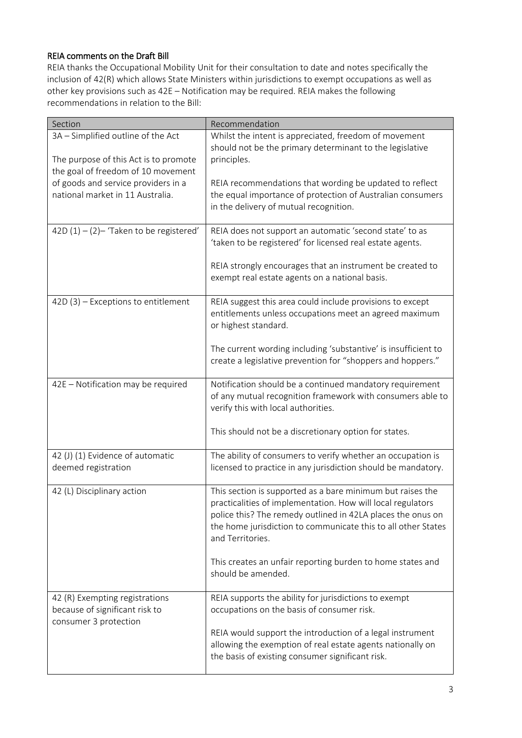## REIA comments on the Draft Bill

REIA thanks the Occupational Mobility Unit for their consultation to date and notes specifically the inclusion of 42(R) which allows State Ministers within jurisdictions to exempt occupations as well as other key provisions such as 42E – Notification may be required. REIA makes the following recommendations in relation to the Bill:

| Section | Recommendation |
| --- | --- |
| 3A – Simplified outline of the Act<br><br>The purpose of this Act is to promote the goal of freedom of 10 movement of goods and service providers in a national market in 11 Australia. | Whilst the intent is appreciated, freedom of movement should not be the primary determinant to the legislative principles.<br><br>REIA recommendations that wording be updated to reflect the equal importance of protection of Australian consumers in the delivery of mutual recognition. |
| 42D (1) – (2)– 'Taken to be registered' | REIA does not support an automatic 'second state' to as 'taken to be registered' for licensed real estate agents.<br><br>REIA strongly encourages that an instrument be created to exempt real estate agents on a national basis. |
| 42D (3) – Exceptions to entitlement | REIA suggest this area could include provisions to except entitlements unless occupations meet an agreed maximum or highest standard.<br><br>The current wording including 'substantive' is insufficient to create a legislative prevention for "shoppers and hoppers." |
| 42E – Notification may be required | Notification should be a continued mandatory requirement of any mutual recognition framework with consumers able to verify this with local authorities.<br><br>This should not be a discretionary option for states. |
| 42 (J) (1) Evidence of automatic deemed registration | The ability of consumers to verify whether an occupation is licensed to practice in any jurisdiction should be mandatory. |
| 42 (L) Disciplinary action | This section is supported as a bare minimum but raises the practicalities of implementation. How will local regulators police this? The remedy outlined in 42LA places the onus on the home jurisdiction to communicate this to all other States and Territories.<br><br>This creates an unfair reporting burden to home states and should be amended. |
| 42 (R) Exempting registrations because of significant risk to consumer 3 protection | REIA supports the ability for jurisdictions to exempt occupations on the basis of consumer risk.<br><br>REIA would support the introduction of a legal instrument allowing the exemption of real estate agents nationally on the basis of existing consumer significant risk. |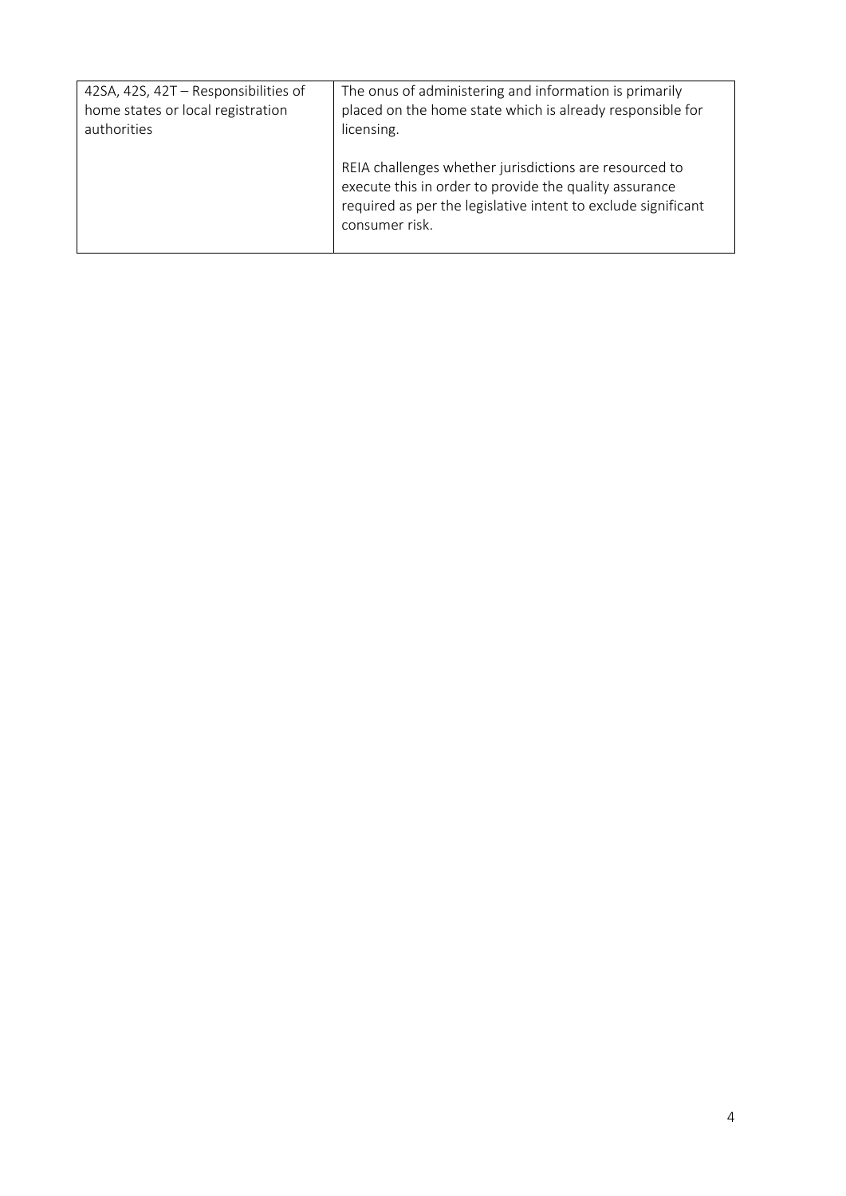| | |
|---|---|
| 42SA, 42S, 42T – Responsibilities of home states or local registration authorities | The onus of administering and information is primarily placed on the home state which is already responsible for licensing.<br><br>REIA challenges whether jurisdictions are resourced to execute this in order to provide the quality assurance required as per the legislative intent to exclude significant consumer risk. |